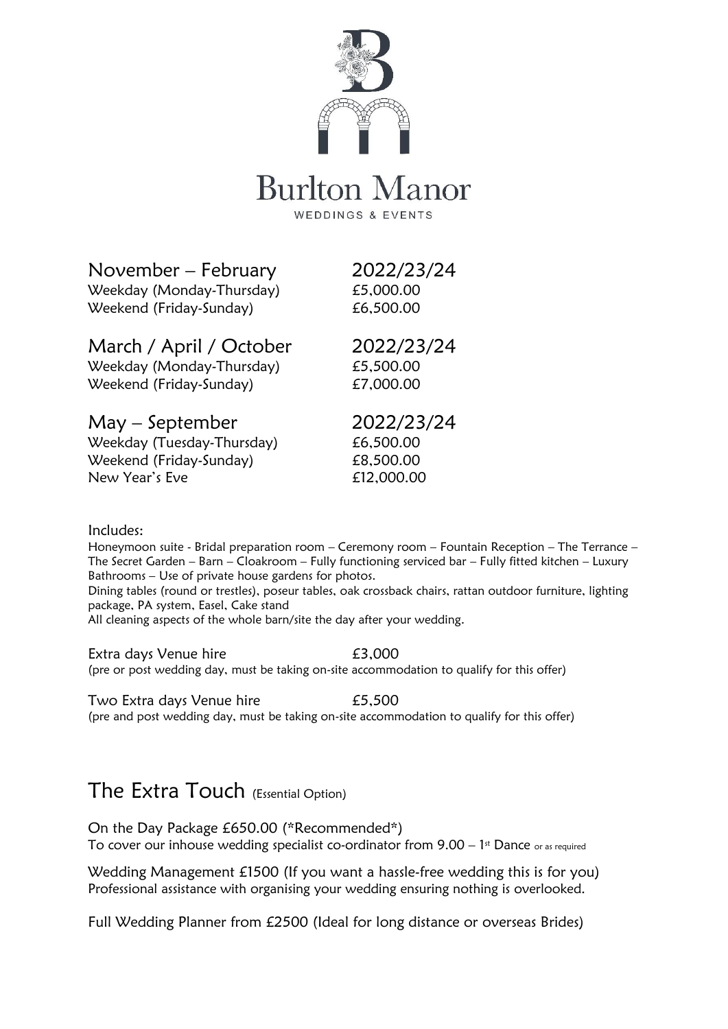# Burlton Manor

WEDDINGS & EVENTS

| November – February | 2022/23/24 |
| --- | --- |
| Weekday (Monday-Thursday) | £5,000.00 |
| Weekend (Friday-Sunday) | £6,500.00 |

| March / April / October | 2022/23/24 |
| --- | --- |
| Weekday (Monday-Thursday) | £5,500.00 |
| Weekend (Friday-Sunday) | £7,000.00 |

| May – September | 2022/23/24 |
| --- | --- |
| Weekday (Tuesday-Thursday) | £6,500.00 |
| Weekend (Friday-Sunday) | £8,500.00 |
| New Year's Eve | £12,000.00 |

Includes:

Honeymoon suite - Bridal preparation room – Ceremony room – Fountain Reception – The Terrace – The Secret Garden – Barn – Cloakroom – Fully functioning serviced bar – Fully fitted kitchen – Luxury Bathrooms – Use of private house gardens for photos.

Dining tables (round or trestles), poseur tables, oak crossback chairs, rattan outdoor furniture, lighting package, PA system, Easel, Cake stand

All cleaning aspects of the whole barn/site the day after your wedding.

Extra days Venue hire £3,000
(pre or post wedding day, must be taking on-site accommodation to qualify for this offer)

Two Extra days Venue hire £5,500
(pre and post wedding day, must be taking on-site accommodation to qualify for this offer)

## The Extra Touch (Essential Option)

On the Day Package £650.00 (*Recommended*)
To cover our inhouse wedding specialist co-ordinator from 9.00 – 1st Dance or as required

Wedding Management £1500 (If you want a hassle-free wedding this is for you)
Professional assistance with organising your wedding ensuring nothing is overlooked.

Full Wedding Planner from £2500 (Ideal for long distance or overseas Brides)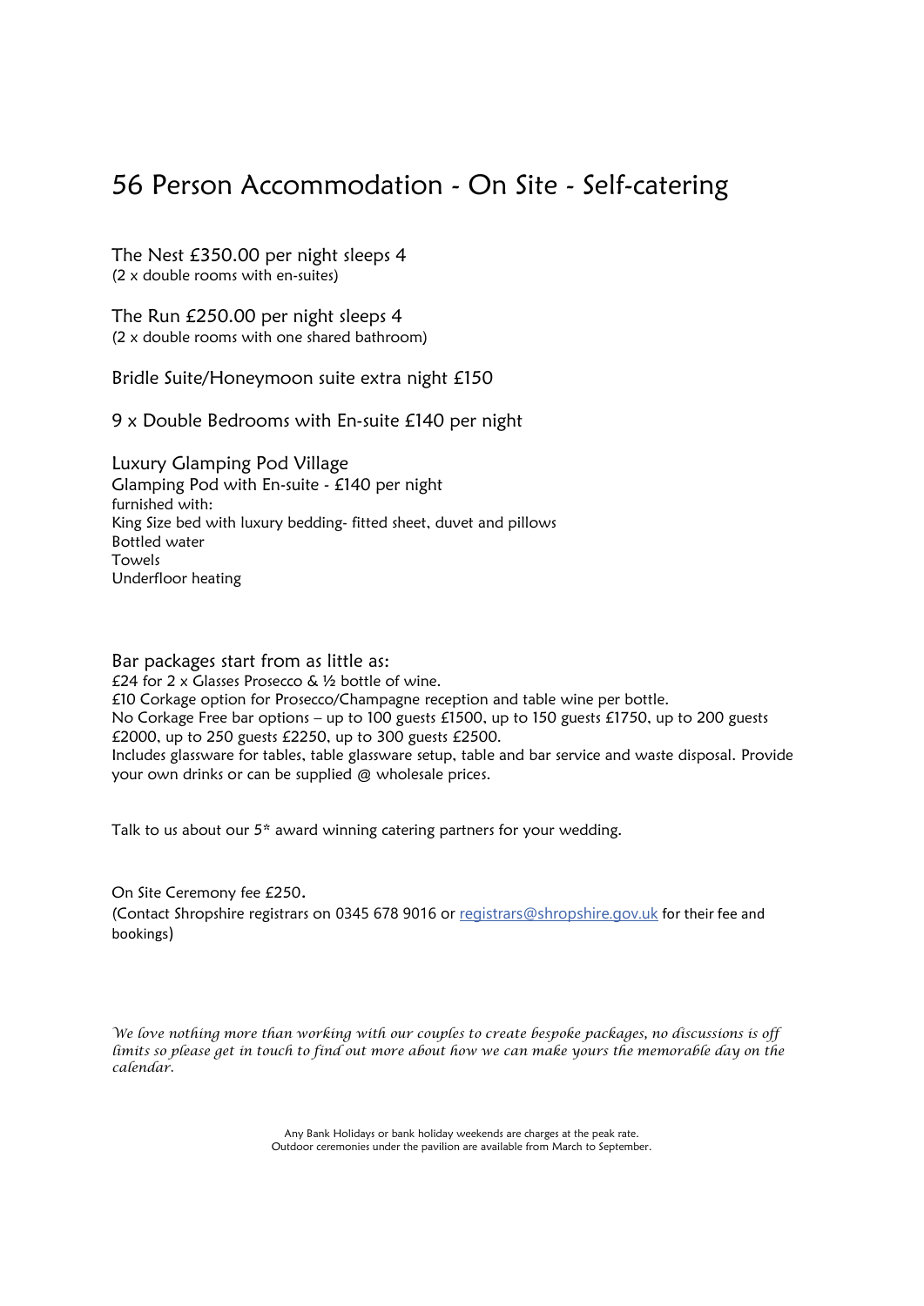# 56 Person Accommodation - On Site - Self-catering

The Nest £350.00 per night sleeps 4
(2 x double rooms with en-suites)

The Run £250.00 per night sleeps 4
(2 x double rooms with one shared bathroom)

Bridle Suite/Honeymoon suite extra night £150

9 x Double Bedrooms with En-suite £140 per night

Luxury Glamping Pod Village
Glamping Pod with En-suite - £140 per night
furnished with:
King Size bed with luxury bedding- fitted sheet, duvet and pillows
Bottled water
Towels
Underfloor heating

Bar packages start from as little as:
£24 for 2 x Glasses Prosecco & ½ bottle of wine.
£10 Corkage option for Prosecco/Champagne reception and table wine per bottle.
No Corkage Free bar options – up to 100 guests £1500, up to 150 guests £1750, up to 200 guests £2000, up to 250 guests £2250, up to 300 guests £2500.
Includes glassware for tables, table glassware setup, table and bar service and waste disposal. Provide your own drinks or can be supplied @ wholesale prices.

Talk to us about our 5* award winning catering partners for your wedding.

On Site Ceremony fee £250.
(Contact Shropshire registrars on 0345 678 9016 or [registrars@shropshire.gov.uk](mailto:registrars@shropshire.gov.uk) for their fee and bookings)

*We love nothing more than working with our couples to create bespoke packages, no discussions is off limits so please get in touch to find out more about how we can make yours the memorable day on the calendar.*

Any Bank Holidays or bank holiday weekends are charges at the peak rate.
Outdoor ceremonies under the pavilion are available from March to September.